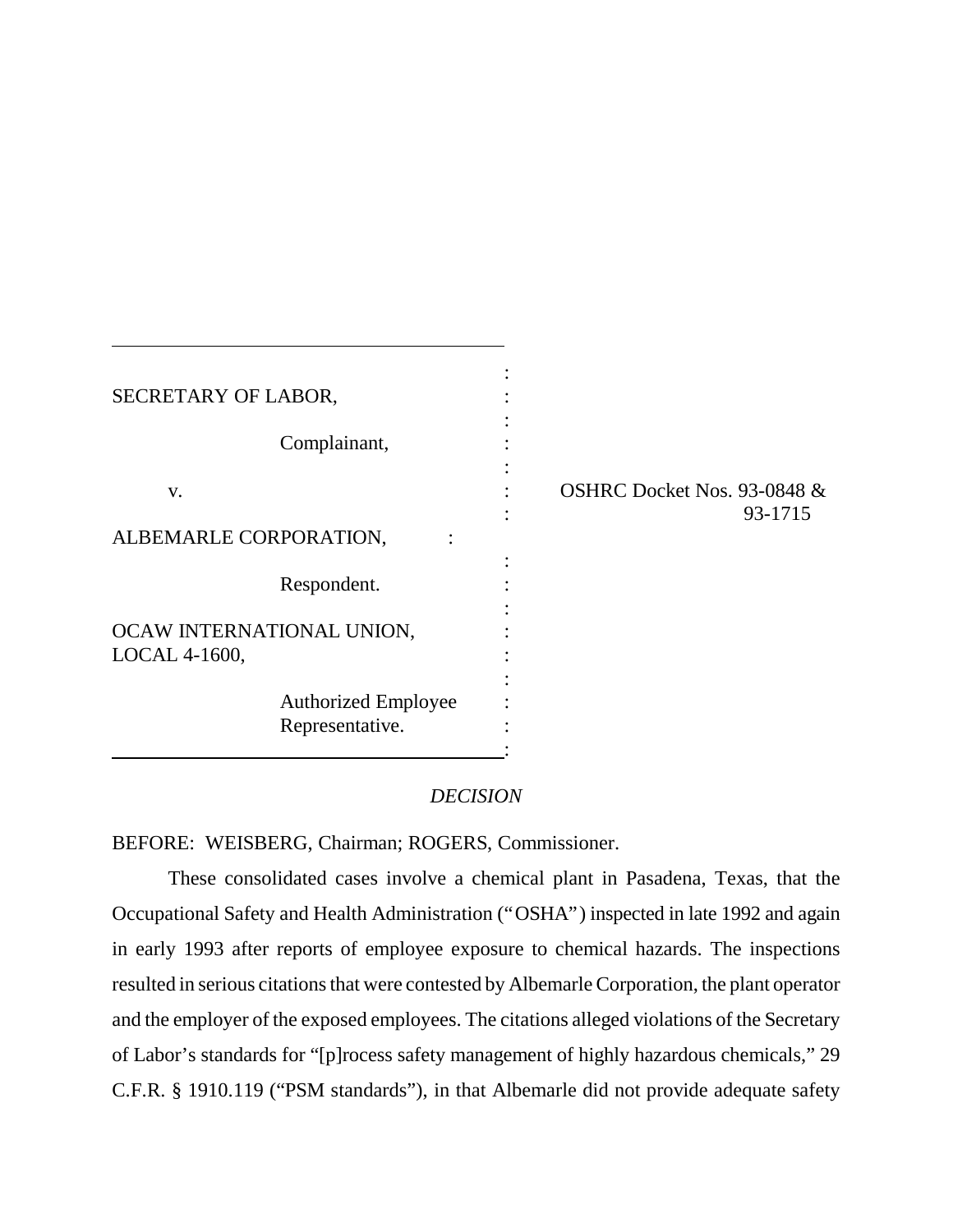SECRETARY OF LABOR,

Complainant,

v.

ALBEMARLE CORPORATION,

Respondent.

OCAW INTERNATIONAL UNION, LOCAL 4-1600,

Authorized Employee Representative.

OSHRC Docket Nos. 93-0848 & 93-1715

*DECISION*

BEFORE: WEISBERG, Chairman; ROGERS, Commissioner.

These consolidated cases involve a chemical plant in Pasadena, Texas, that the Occupational Safety and Health Administration ("OSHA") inspected in late 1992 and again in early 1993 after reports of employee exposure to chemical hazards. The inspections resulted in serious citations that were contested by Albemarle Corporation, the plant operator and the employer of the exposed employees. The citations alleged violations of the Secretary of Labor's standards for "[p]rocess safety management of highly hazardous chemicals," 29 C.F.R. § 1910.119 ("PSM standards"), in that Albemarle did not provide adequate safety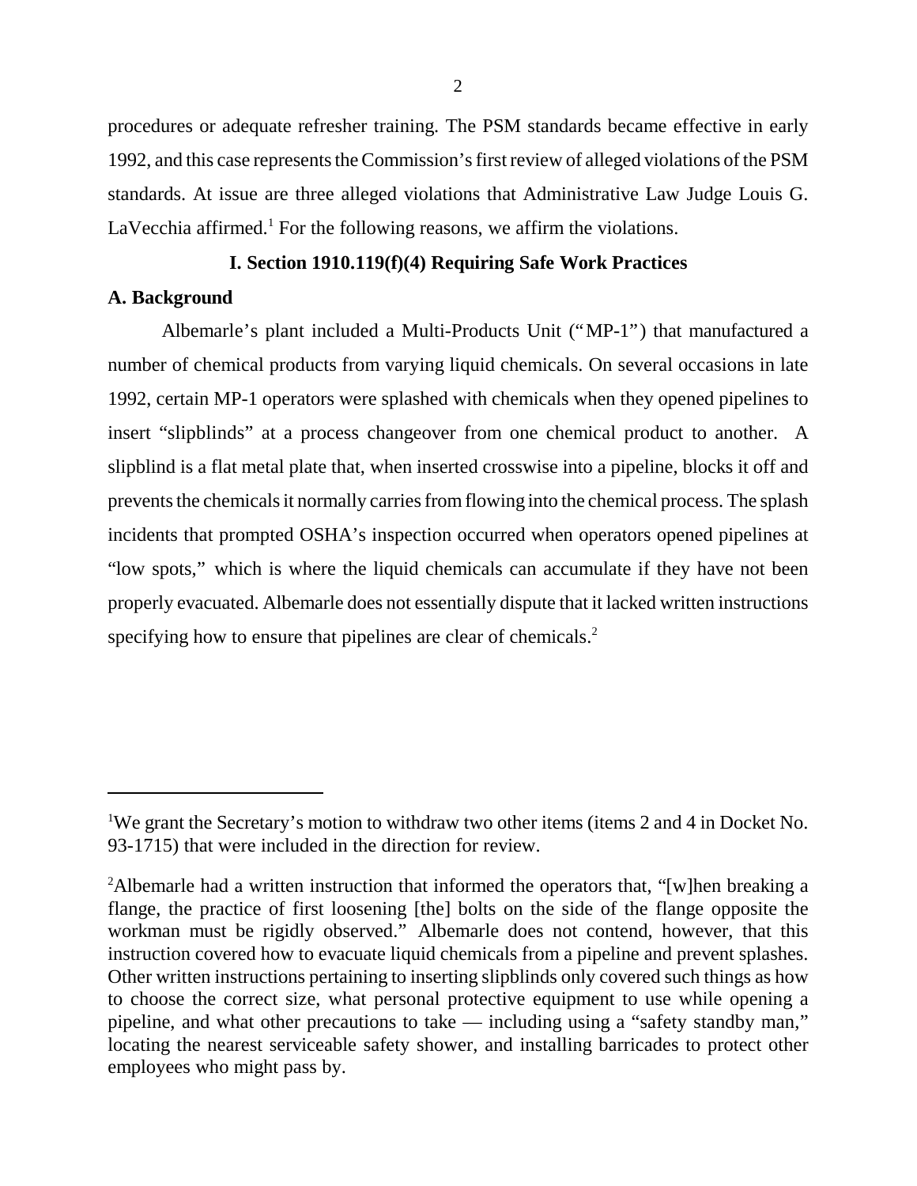procedures or adequate refresher training. The PSM standards became effective in early 1992, and this case represents the Commission's first review of alleged violations of the PSM standards. At issue are three alleged violations that Administrative Law Judge Louis G. LaVecchia affirmed.[1] For the following reasons, we affirm the violations.

## I. Section 1910.119(f)(4) Requiring Safe Work Practices

### A. Background

Albemarle's plant included a Multi-Products Unit ("MP-1") that manufactured a number of chemical products from varying liquid chemicals. On several occasions in late 1992, certain MP-1 operators were splashed with chemicals when they opened pipelines to insert "slipblinds" at a process changeover from one chemical product to another. A slipblind is a flat metal plate that, when inserted crosswise into a pipeline, blocks it off and prevents the chemicals it normally carries from flowing into the chemical process. The splash incidents that prompted OSHA's inspection occurred when operators opened pipelines at "low spots," which is where the liquid chemicals can accumulate if they have not been properly evacuated. Albemarle does not essentially dispute that it lacked written instructions specifying how to ensure that pipelines are clear of chemicals.[2]

---

[1]We grant the Secretary's motion to withdraw two other items (items 2 and 4 in Docket No. 93-1715) that were included in the direction for review.

[2]Albemarle had a written instruction that informed the operators that, "[w]hen breaking a flange, the practice of first loosening [the] bolts on the side of the flange opposite the workman must be rigidly observed." Albemarle does not contend, however, that this instruction covered how to evacuate liquid chemicals from a pipeline and prevent splashes. Other written instructions pertaining to inserting slipblinds only covered such things as how to choose the correct size, what personal protective equipment to use while opening a pipeline, and what other precautions to take — including using a "safety standby man," locating the nearest serviceable safety shower, and installing barricades to protect other employees who might pass by.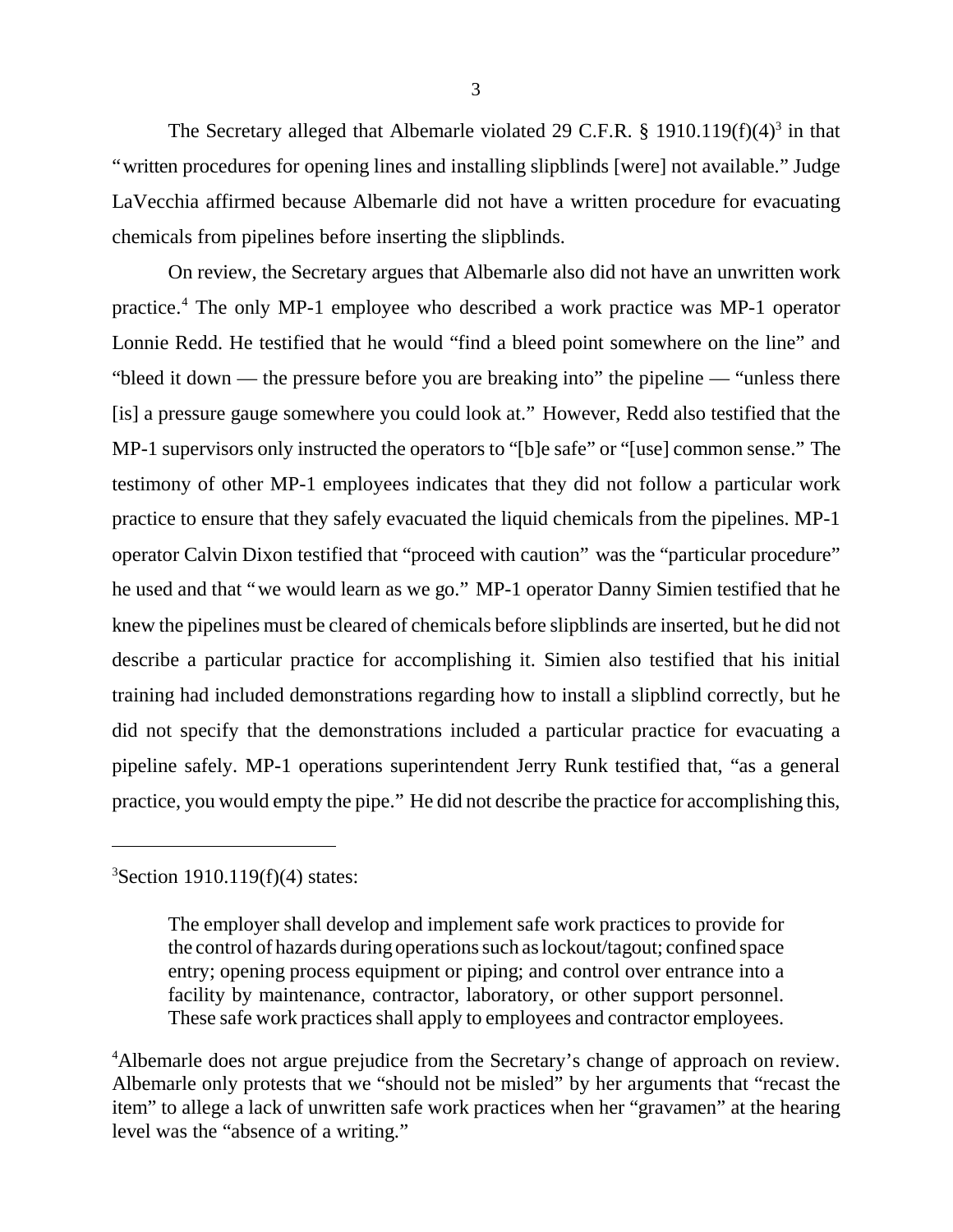The Secretary alleged that Albemarle violated 29 C.F.R. § 1910.119(f)(4)[3] in that "written procedures for opening lines and installing slipblinds [were] not available." Judge LaVecchia affirmed because Albemarle did not have a written procedure for evacuating chemicals from pipelines before inserting the slipblinds.

On review, the Secretary argues that Albemarle also did not have an unwritten work practice.[4] The only MP-1 employee who described a work practice was MP-1 operator Lonnie Redd. He testified that he would "find a bleed point somewhere on the line" and "bleed it down — the pressure before you are breaking into" the pipeline — "unless there [is] a pressure gauge somewhere you could look at." However, Redd also testified that the MP-1 supervisors only instructed the operators to "[b]e safe" or "[use] common sense." The testimony of other MP-1 employees indicates that they did not follow a particular work practice to ensure that they safely evacuated the liquid chemicals from the pipelines. MP-1 operator Calvin Dixon testified that "proceed with caution" was the "particular procedure" he used and that "we would learn as we go." MP-1 operator Danny Simien testified that he knew the pipelines must be cleared of chemicals before slipblinds are inserted, but he did not describe a particular practice for accomplishing it. Simien also testified that his initial training had included demonstrations regarding how to install a slipblind correctly, but he did not specify that the demonstrations included a particular practice for evacuating a pipeline safely. MP-1 operations superintendent Jerry Runk testified that, "as a general practice, you would empty the pipe." He did not describe the practice for accomplishing this,

---

[3]Section 1910.119(f)(4) states:

> The employer shall develop and implement safe work practices to provide for the control of hazards during operations such as lockout/tagout; confined space entry; opening process equipment or piping; and control over entrance into a facility by maintenance, contractor, laboratory, or other support personnel. These safe work practices shall apply to employees and contractor employees.

[4]Albemarle does not argue prejudice from the Secretary's change of approach on review. Albemarle only protests that we "should not be misled" by her arguments that "recast the item" to allege a lack of unwritten safe work practices when her "gravamen" at the hearing level was the "absence of a writing."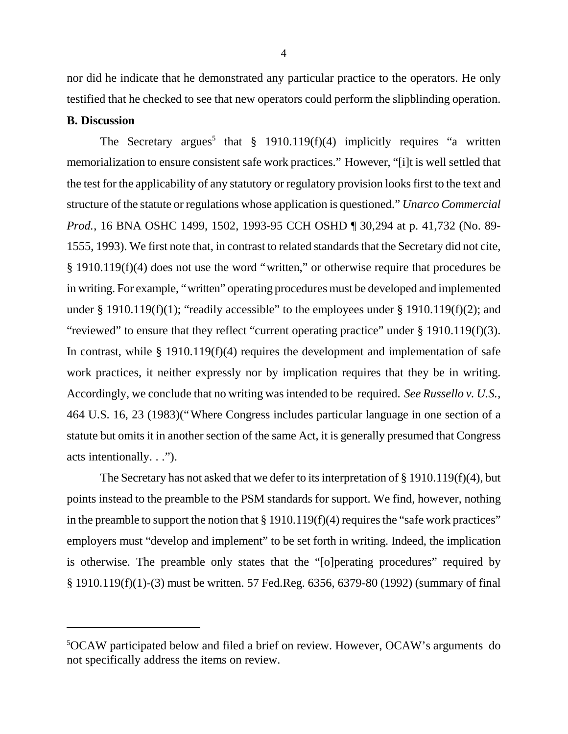nor did he indicate that he demonstrated any particular practice to the operators. He only testified that he checked to see that new operators could perform the slipblinding operation.

**B. Discussion**

The Secretary argues[5] that § 1910.119(f)(4) implicitly requires "a written memorialization to ensure consistent safe work practices." However, "[i]t is well settled that the test for the applicability of any statutory or regulatory provision looks first to the text and structure of the statute or regulations whose application is questioned." *Unarco Commercial Prod.*, 16 BNA OSHC 1499, 1502, 1993-95 CCH OSHD ¶ 30,294 at p. 41,732 (No. 89-1555, 1993). We first note that, in contrast to related standards that the Secretary did not cite, § 1910.119(f)(4) does not use the word "written," or otherwise require that procedures be in writing. For example, "written" operating procedures must be developed and implemented under § 1910.119(f)(1); "readily accessible" to the employees under § 1910.119(f)(2); and "reviewed" to ensure that they reflect "current operating practice" under § 1910.119(f)(3). In contrast, while § 1910.119(f)(4) requires the development and implementation of safe work practices, it neither expressly nor by implication requires that they be in writing. Accordingly, we conclude that no writing was intended to be required. *See Russello v. U.S.*, 464 U.S. 16, 23 (1983)("Where Congress includes particular language in one section of a statute but omits it in another section of the same Act, it is generally presumed that Congress acts intentionally. . .").

The Secretary has not asked that we defer to its interpretation of § 1910.119(f)(4), but points instead to the preamble to the PSM standards for support. We find, however, nothing in the preamble to support the notion that § 1910.119(f)(4) requires the "safe work practices" employers must "develop and implement" to be set forth in writing. Indeed, the implication is otherwise. The preamble only states that the "[o]perating procedures" required by § 1910.119(f)(1)-(3) must be written. 57 Fed.Reg. 6356, 6379-80 (1992) (summary of final

---

[5] OCAW participated below and filed a brief on review. However, OCAW's arguments do not specifically address the items on review.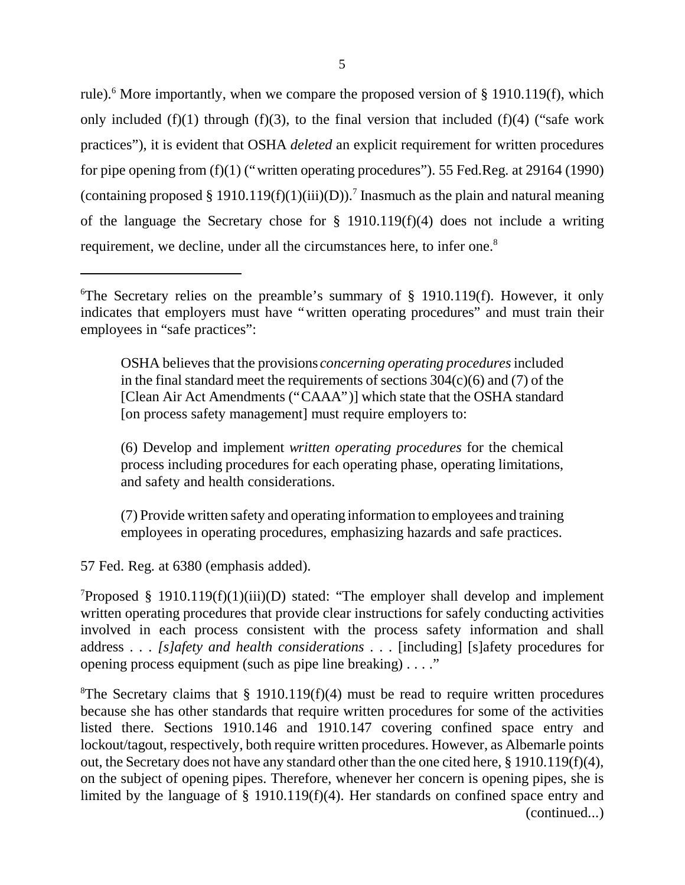rule).[6] More importantly, when we compare the proposed version of § 1910.119(f), which only included (f)(1) through (f)(3), to the final version that included (f)(4) ("safe work practices"), it is evident that OSHA *deleted* an explicit requirement for written procedures for pipe opening from (f)(1) ("written operating procedures"). 55 Fed.Reg. at 29164 (1990) (containing proposed § 1910.119(f)(1)(iii)(D)).[7] Inasmuch as the plain and natural meaning of the language the Secretary chose for § 1910.119(f)(4) does not include a writing requirement, we decline, under all the circumstances here, to infer one.[8]

---

[6]The Secretary relies on the preamble's summary of § 1910.119(f). However, it only indicates that employers must have "written operating procedures" and must train their employees in "safe practices":

> OSHA believes that the provisions *concerning operating procedures* included in the final standard meet the requirements of sections 304(c)(6) and (7) of the [Clean Air Act Amendments ("CAAA")] which state that the OSHA standard [on process safety management] must require employers to:
>
> (6) Develop and implement *written operating procedures* for the chemical process including procedures for each operating phase, operating limitations, and safety and health considerations.
>
> (7) Provide written safety and operating information to employees and training employees in operating procedures, emphasizing hazards and safe practices.

57 Fed. Reg. at 6380 (emphasis added).

[7]Proposed § 1910.119(f)(1)(iii)(D) stated: "The employer shall develop and implement written operating procedures that provide clear instructions for safely conducting activities involved in each process consistent with the process safety information and shall address . . . *[s]afety and health considerations* . . . [including] [s]afety procedures for opening process equipment (such as pipe line breaking) . . . ."

[8]The Secretary claims that § 1910.119(f)(4) must be read to require written procedures because she has other standards that require written procedures for some of the activities listed there. Sections 1910.146 and 1910.147 covering confined space entry and lockout/tagout, respectively, both require written procedures. However, as Albemarle points out, the Secretary does not have any standard other than the one cited here, § 1910.119(f)(4), on the subject of opening pipes. Therefore, whenever her concern is opening pipes, she is limited by the language of § 1910.119(f)(4). Her standards on confined space entry and (continued...)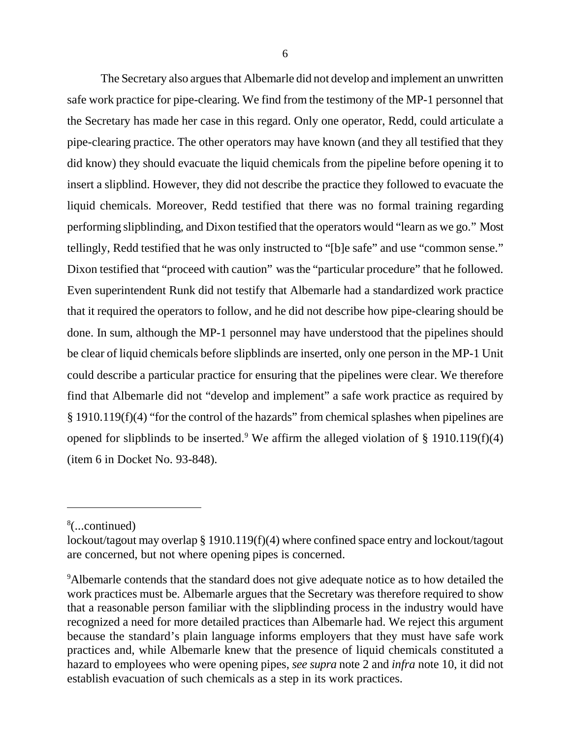The Secretary also argues that Albemarle did not develop and implement an unwritten safe work practice for pipe-clearing. We find from the testimony of the MP-1 personnel that the Secretary has made her case in this regard. Only one operator, Redd, could articulate a pipe-clearing practice. The other operators may have known (and they all testified that they did know) they should evacuate the liquid chemicals from the pipeline before opening it to insert a slipblind. However, they did not describe the practice they followed to evacuate the liquid chemicals. Moreover, Redd testified that there was no formal training regarding performing slipblinding, and Dixon testified that the operators would "learn as we go." Most tellingly, Redd testified that he was only instructed to "[b]e safe" and use "common sense." Dixon testified that "proceed with caution" was the "particular procedure" that he followed. Even superintendent Runk did not testify that Albemarle had a standardized work practice that it required the operators to follow, and he did not describe how pipe-clearing should be done. In sum, although the MP-1 personnel may have understood that the pipelines should be clear of liquid chemicals before slipblinds are inserted, only one person in the MP-1 Unit could describe a particular practice for ensuring that the pipelines were clear. We therefore find that Albemarle did not "develop and implement" a safe work practice as required by § 1910.119(f)(4) "for the control of the hazards" from chemical splashes when pipelines are opened for slipblinds to be inserted.[9] We affirm the alleged violation of § 1910.119(f)(4) (item 6 in Docket No. 93-848).

---

[8](...continued)
lockout/tagout may overlap § 1910.119(f)(4) where confined space entry and lockout/tagout are concerned, but not where opening pipes is concerned.

[9]Albemarle contends that the standard does not give adequate notice as to how detailed the work practices must be. Albemarle argues that the Secretary was therefore required to show that a reasonable person familiar with the slipblinding process in the industry would have recognized a need for more detailed practices than Albemarle had. We reject this argument because the standard's plain language informs employers that they must have safe work practices and, while Albemarle knew that the presence of liquid chemicals constituted a hazard to employees who were opening pipes, *see supra* note 2 and *infra* note 10, it did not establish evacuation of such chemicals as a step in its work practices.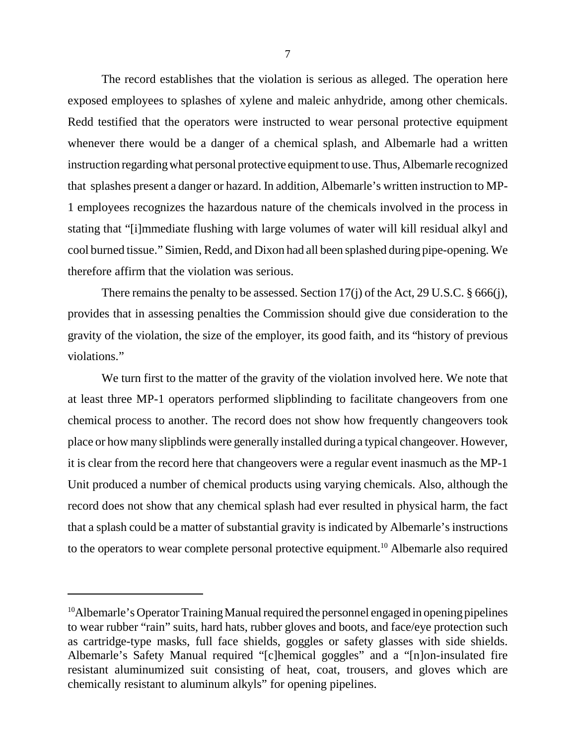The record establishes that the violation is serious as alleged. The operation here exposed employees to splashes of xylene and maleic anhydride, among other chemicals. Redd testified that the operators were instructed to wear personal protective equipment whenever there would be a danger of a chemical splash, and Albemarle had a written instruction regarding what personal protective equipment to use. Thus, Albemarle recognized that splashes present a danger or hazard. In addition, Albemarle's written instruction to MP-1 employees recognizes the hazardous nature of the chemicals involved in the process in stating that "[i]mmediate flushing with large volumes of water will kill residual alkyl and cool burned tissue." Simien, Redd, and Dixon had all been splashed during pipe-opening. We therefore affirm that the violation was serious.

There remains the penalty to be assessed. Section 17(j) of the Act, 29 U.S.C. § 666(j), provides that in assessing penalties the Commission should give due consideration to the gravity of the violation, the size of the employer, its good faith, and its "history of previous violations."

We turn first to the matter of the gravity of the violation involved here. We note that at least three MP-1 operators performed slipblinding to facilitate changeovers from one chemical process to another. The record does not show how frequently changeovers took place or how many slipblinds were generally installed during a typical changeover. However, it is clear from the record here that changeovers were a regular event inasmuch as the MP-1 Unit produced a number of chemical products using varying chemicals. Also, although the record does not show that any chemical splash had ever resulted in physical harm, the fact that a splash could be a matter of substantial gravity is indicated by Albemarle's instructions to the operators to wear complete personal protective equipment.[10] Albemarle also required

[10] Albemarle's Operator Training Manual required the personnel engaged in opening pipelines to wear rubber "rain" suits, hard hats, rubber gloves and boots, and face/eye protection such as cartridge-type masks, full face shields, goggles or safety glasses with side shields. Albemarle's Safety Manual required "[c]hemical goggles" and a "[n]on-insulated fire resistant aluminumized suit consisting of heat, coat, trousers, and gloves which are chemically resistant to aluminum alkyls" for opening pipelines.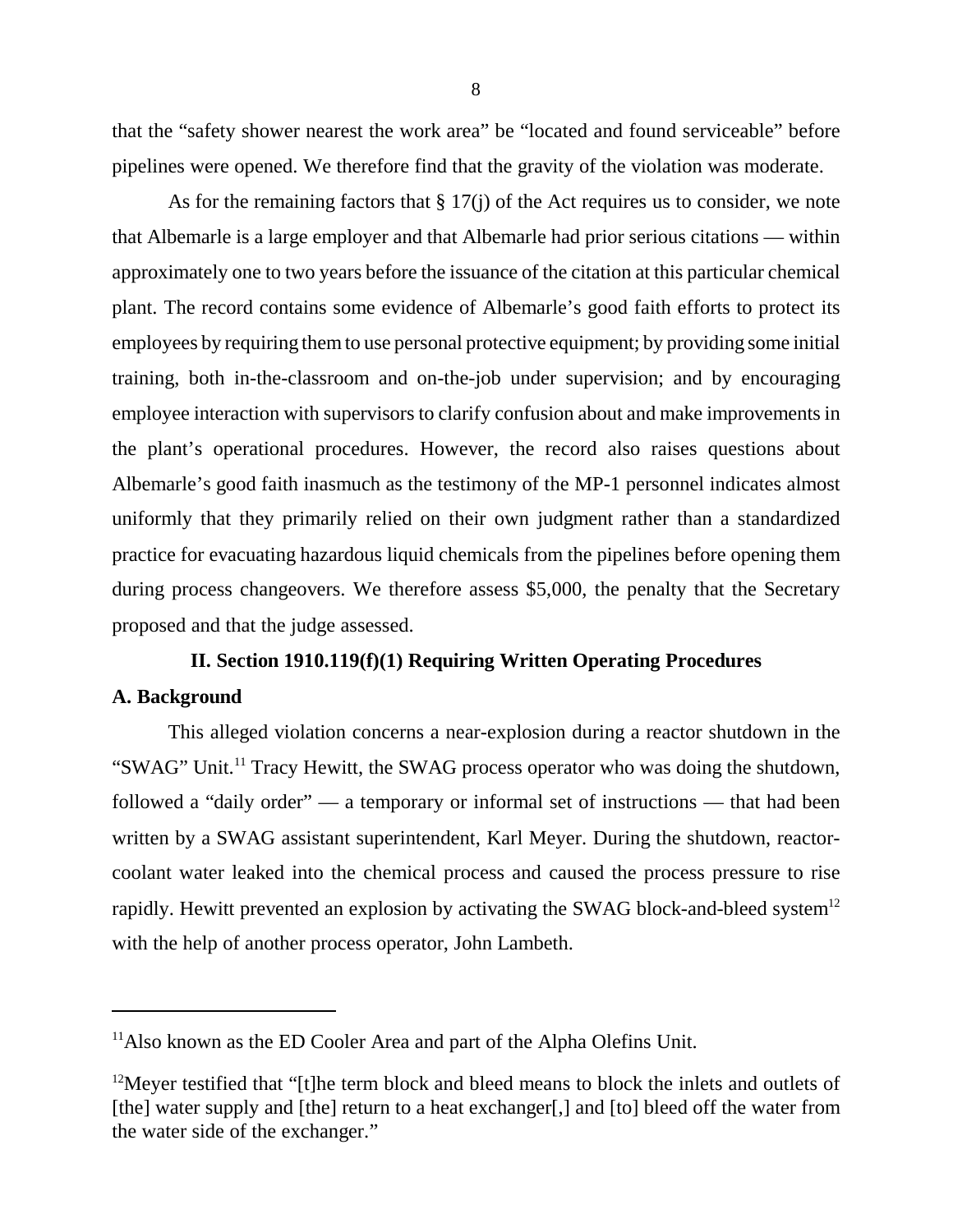that the "safety shower nearest the work area" be "located and found serviceable" before pipelines were opened. We therefore find that the gravity of the violation was moderate.

As for the remaining factors that § 17(j) of the Act requires us to consider, we note that Albemarle is a large employer and that Albemarle had prior serious citations — within approximately one to two years before the issuance of the citation at this particular chemical plant. The record contains some evidence of Albemarle's good faith efforts to protect its employees by requiring them to use personal protective equipment; by providing some initial training, both in-the-classroom and on-the-job under supervision; and by encouraging employee interaction with supervisors to clarify confusion about and make improvements in the plant's operational procedures. However, the record also raises questions about Albemarle's good faith inasmuch as the testimony of the MP-1 personnel indicates almost uniformly that they primarily relied on their own judgment rather than a standardized practice for evacuating hazardous liquid chemicals from the pipelines before opening them during process changeovers. We therefore assess $5,000, the penalty that the Secretary proposed and that the judge assessed.

## II. Section 1910.119(f)(1) Requiring Written Operating Procedures

### A. Background

This alleged violation concerns a near-explosion during a reactor shutdown in the "SWAG" Unit.[11] Tracy Hewitt, the SWAG process operator who was doing the shutdown, followed a "daily order" — a temporary or informal set of instructions — that had been written by a SWAG assistant superintendent, Karl Meyer. During the shutdown, reactor-coolant water leaked into the chemical process and caused the process pressure to rise rapidly. Hewitt prevented an explosion by activating the SWAG block-and-bleed system[12] with the help of another process operator, John Lambeth.

---

[11]Also known as the ED Cooler Area and part of the Alpha Olefins Unit.

[12]Meyer testified that "[t]he term block and bleed means to block the inlets and outlets of [the] water supply and [the] return to a heat exchanger[,] and [to] bleed off the water from the water side of the exchanger."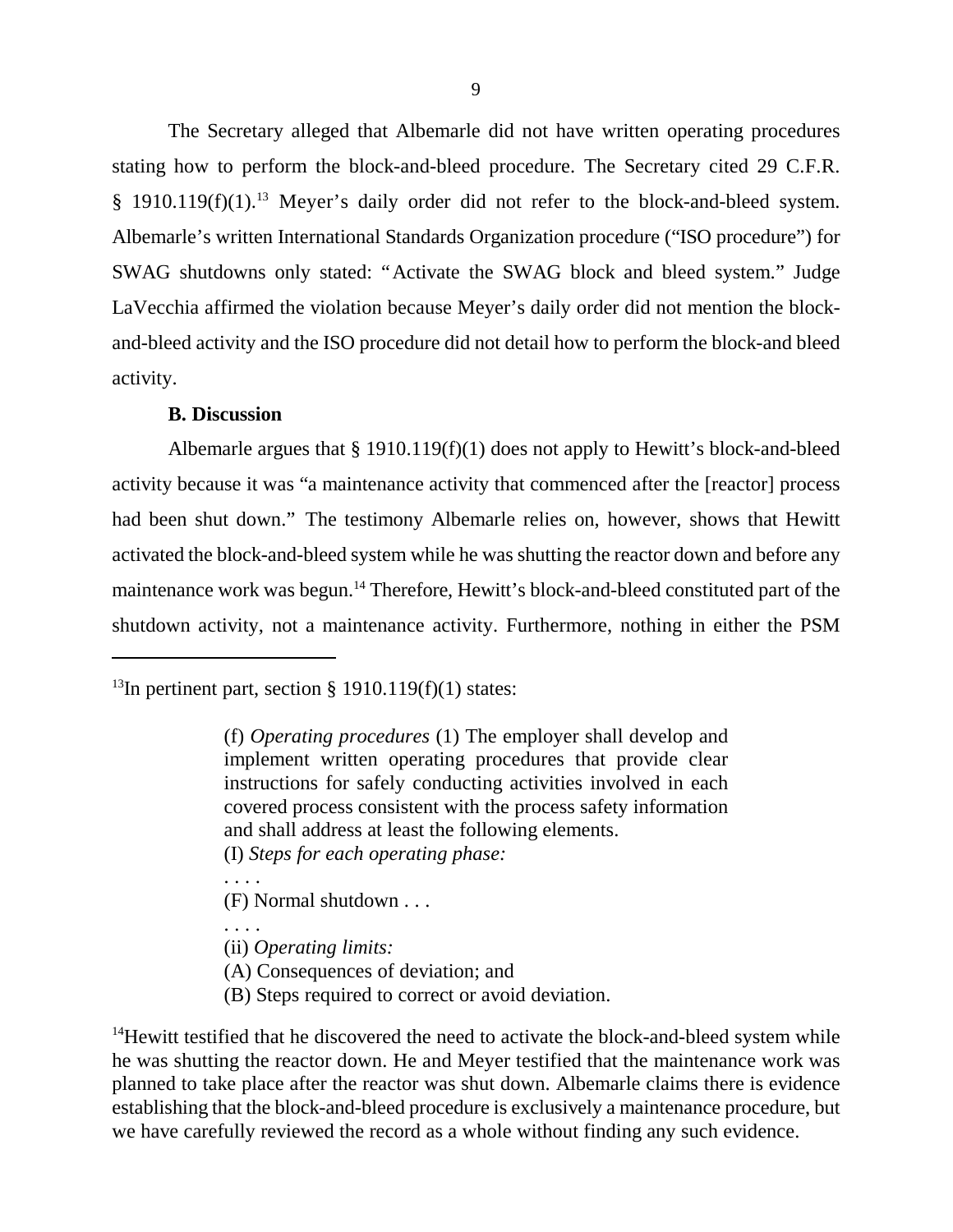The Secretary alleged that Albemarle did not have written operating procedures stating how to perform the block-and-bleed procedure. The Secretary cited 29 C.F.R. § 1910.119(f)(1).[13] Meyer's daily order did not refer to the block-and-bleed system. Albemarle's written International Standards Organization procedure ("ISO procedure") for SWAG shutdowns only stated: "Activate the SWAG block and bleed system." Judge LaVecchia affirmed the violation because Meyer's daily order did not mention the block-and-bleed activity and the ISO procedure did not detail how to perform the block-and bleed activity.

**B. Discussion**

Albemarle argues that § 1910.119(f)(1) does not apply to Hewitt's block-and-bleed activity because it was "a maintenance activity that commenced after the [reactor] process had been shut down." The testimony Albemarle relies on, however, shows that Hewitt activated the block-and-bleed system while he was shutting the reactor down and before any maintenance work was begun.[14] Therefore, Hewitt's block-and-bleed constituted part of the shutdown activity, not a maintenance activity. Furthermore, nothing in either the PSM

---

[13]In pertinent part, section § 1910.119(f)(1) states:

> (f) *Operating procedures* (1) The employer shall develop and implement written operating procedures that provide clear instructions for safely conducting activities involved in each covered process consistent with the process safety information and shall address at least the following elements.
> (I) *Steps for each operating phase:*
> . . . .
> (F) Normal shutdown . . .
> . . . .
> (ii) *Operating limits:*
> (A) Consequences of deviation; and
> (B) Steps required to correct or avoid deviation.

[14]Hewitt testified that he discovered the need to activate the block-and-bleed system while he was shutting the reactor down. He and Meyer testified that the maintenance work was planned to take place after the reactor was shut down. Albemarle claims there is evidence establishing that the block-and-bleed procedure is exclusively a maintenance procedure, but we have carefully reviewed the record as a whole without finding any such evidence.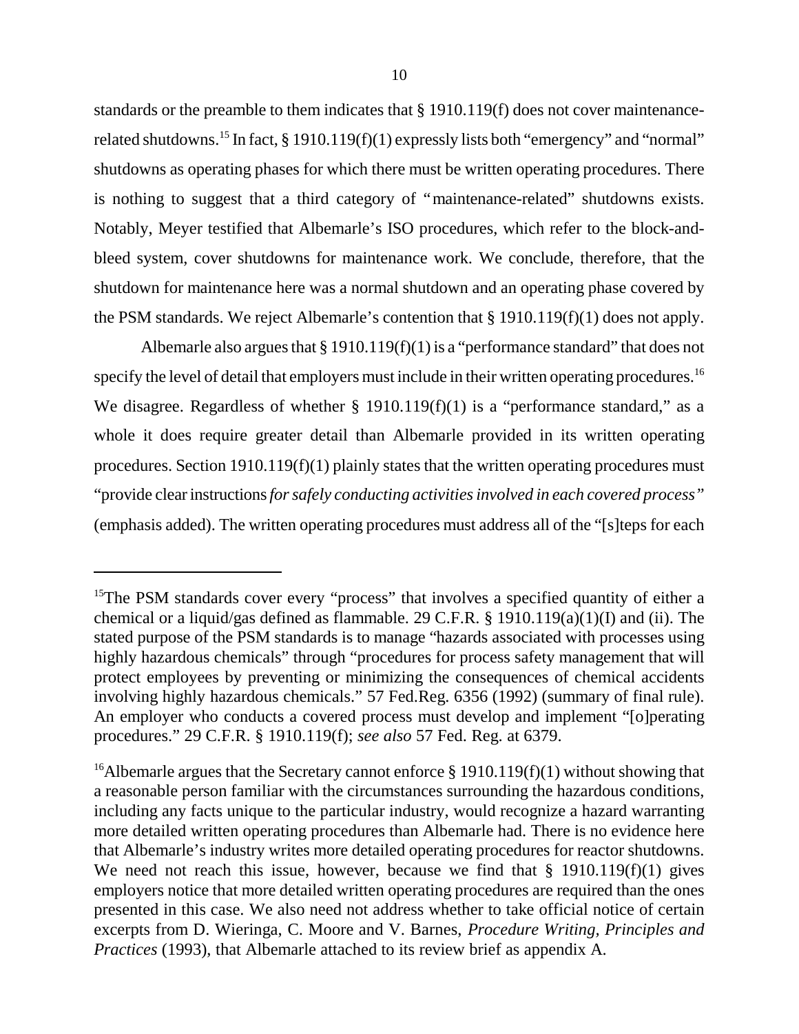standards or the preamble to them indicates that § 1910.119(f) does not cover maintenance-related shutdowns.[15] In fact, § 1910.119(f)(1) expressly lists both "emergency" and "normal" shutdowns as operating phases for which there must be written operating procedures. There is nothing to suggest that a third category of "maintenance-related" shutdowns exists. Notably, Meyer testified that Albemarle's ISO procedures, which refer to the block-and-bleed system, cover shutdowns for maintenance work. We conclude, therefore, that the shutdown for maintenance here was a normal shutdown and an operating phase covered by the PSM standards. We reject Albemarle's contention that § 1910.119(f)(1) does not apply.

Albemarle also argues that § 1910.119(f)(1) is a "performance standard" that does not specify the level of detail that employers must include in their written operating procedures.[16] We disagree. Regardless of whether § 1910.119(f)(1) is a "performance standard," as a whole it does require greater detail than Albemarle provided in its written operating procedures. Section 1910.119(f)(1) plainly states that the written operating procedures must "provide clear instructions *for safely conducting activities involved in each covered process"* (emphasis added). The written operating procedures must address all of the "[s]teps for each

---

[15]The PSM standards cover every "process" that involves a specified quantity of either a chemical or a liquid/gas defined as flammable. 29 C.F.R. § 1910.119(a)(1)(I) and (ii). The stated purpose of the PSM standards is to manage "hazards associated with processes using highly hazardous chemicals" through "procedures for process safety management that will protect employees by preventing or minimizing the consequences of chemical accidents involving highly hazardous chemicals." 57 Fed.Reg. 6356 (1992) (summary of final rule). An employer who conducts a covered process must develop and implement "[o]perating procedures." 29 C.F.R. § 1910.119(f); *see also* 57 Fed. Reg. at 6379.

[16]Albemarle argues that the Secretary cannot enforce § 1910.119(f)(1) without showing that a reasonable person familiar with the circumstances surrounding the hazardous conditions, including any facts unique to the particular industry, would recognize a hazard warranting more detailed written operating procedures than Albemarle had. There is no evidence here that Albemarle's industry writes more detailed operating procedures for reactor shutdowns. We need not reach this issue, however, because we find that § 1910.119(f)(1) gives employers notice that more detailed written operating procedures are required than the ones presented in this case. We also need not address whether to take official notice of certain excerpts from D. Wieringa, C. Moore and V. Barnes, *Procedure Writing, Principles and Practices* (1993), that Albemarle attached to its review brief as appendix A.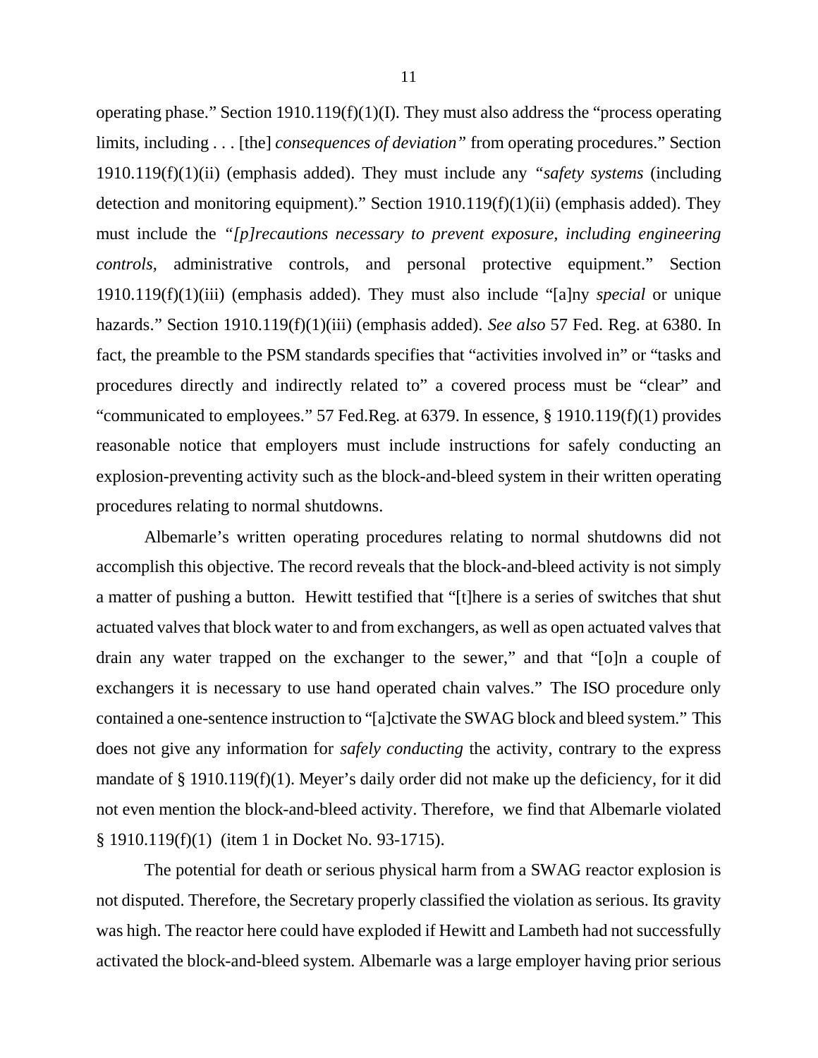operating phase." Section 1910.119(f)(1)(I). They must also address the "process operating limits, including . . . [the] *consequences of deviation"* from operating procedures." Section 1910.119(f)(1)(ii) (emphasis added). They must include any *"safety systems* (including detection and monitoring equipment)." Section 1910.119(f)(1)(ii) (emphasis added). They must include the *"[p]recautions necessary to prevent exposure, including engineering controls,* administrative controls, and personal protective equipment." Section 1910.119(f)(1)(iii) (emphasis added). They must also include "[a]ny *special* or unique hazards." Section 1910.119(f)(1)(iii) (emphasis added). *See also* 57 Fed. Reg. at 6380. In fact, the preamble to the PSM standards specifies that "activities involved in" or "tasks and procedures directly and indirectly related to" a covered process must be "clear" and "communicated to employees." 57 Fed.Reg. at 6379. In essence, § 1910.119(f)(1) provides reasonable notice that employers must include instructions for safely conducting an explosion-preventing activity such as the block-and-bleed system in their written operating procedures relating to normal shutdowns.

Albemarle's written operating procedures relating to normal shutdowns did not accomplish this objective. The record reveals that the block-and-bleed activity is not simply a matter of pushing a button. Hewitt testified that "[t]here is a series of switches that shut actuated valves that block water to and from exchangers, as well as open actuated valves that drain any water trapped on the exchanger to the sewer," and that "[o]n a couple of exchangers it is necessary to use hand operated chain valves." The ISO procedure only contained a one-sentence instruction to "[a]ctivate the SWAG block and bleed system." This does not give any information for *safely conducting* the activity, contrary to the express mandate of § 1910.119(f)(1). Meyer's daily order did not make up the deficiency, for it did not even mention the block-and-bleed activity. Therefore, we find that Albemarle violated § 1910.119(f)(1) (item 1 in Docket No. 93-1715).

The potential for death or serious physical harm from a SWAG reactor explosion is not disputed. Therefore, the Secretary properly classified the violation as serious. Its gravity was high. The reactor here could have exploded if Hewitt and Lambeth had not successfully activated the block-and-bleed system. Albemarle was a large employer having prior serious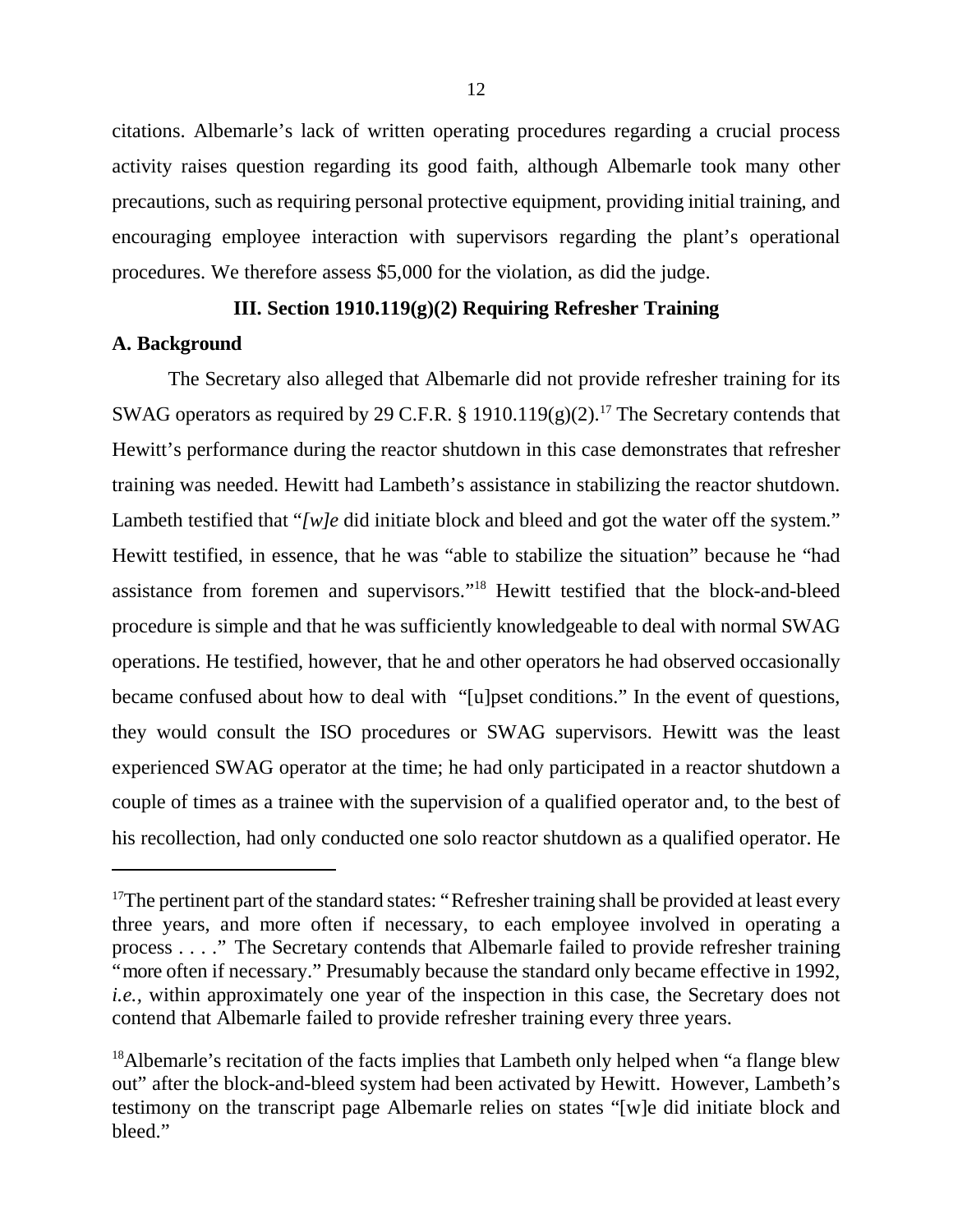citations. Albemarle's lack of written operating procedures regarding a crucial process activity raises question regarding its good faith, although Albemarle took many other precautions, such as requiring personal protective equipment, providing initial training, and encouraging employee interaction with supervisors regarding the plant's operational procedures. We therefore assess $5,000 for the violation, as did the judge.

### III. Section 1910.119(g)(2) Requiring Refresher Training

**A. Background**

The Secretary also alleged that Albemarle did not provide refresher training for its SWAG operators as required by 29 C.F.R. § 1910.119(g)(2).[17] The Secretary contends that Hewitt's performance during the reactor shutdown in this case demonstrates that refresher training was needed. Hewitt had Lambeth's assistance in stabilizing the reactor shutdown. Lambeth testified that "*[w]e* did initiate block and bleed and got the water off the system." Hewitt testified, in essence, that he was "able to stabilize the situation" because he "had assistance from foremen and supervisors."[18] Hewitt testified that the block-and-bleed procedure is simple and that he was sufficiently knowledgeable to deal with normal SWAG operations. He testified, however, that he and other operators he had observed occasionally became confused about how to deal with "[u]pset conditions." In the event of questions, they would consult the ISO procedures or SWAG supervisors. Hewitt was the least experienced SWAG operator at the time; he had only participated in a reactor shutdown a couple of times as a trainee with the supervision of a qualified operator and, to the best of his recollection, had only conducted one solo reactor shutdown as a qualified operator. He

---

[17]The pertinent part of the standard states: "Refresher training shall be provided at least every three years, and more often if necessary, to each employee involved in operating a process . . . ." The Secretary contends that Albemarle failed to provide refresher training "more often if necessary." Presumably because the standard only became effective in 1992, *i.e.*, within approximately one year of the inspection in this case, the Secretary does not contend that Albemarle failed to provide refresher training every three years.

[18]Albemarle's recitation of the facts implies that Lambeth only helped when "a flange blew out" after the block-and-bleed system had been activated by Hewitt. However, Lambeth's testimony on the transcript page Albemarle relies on states "[w]e did initiate block and bleed."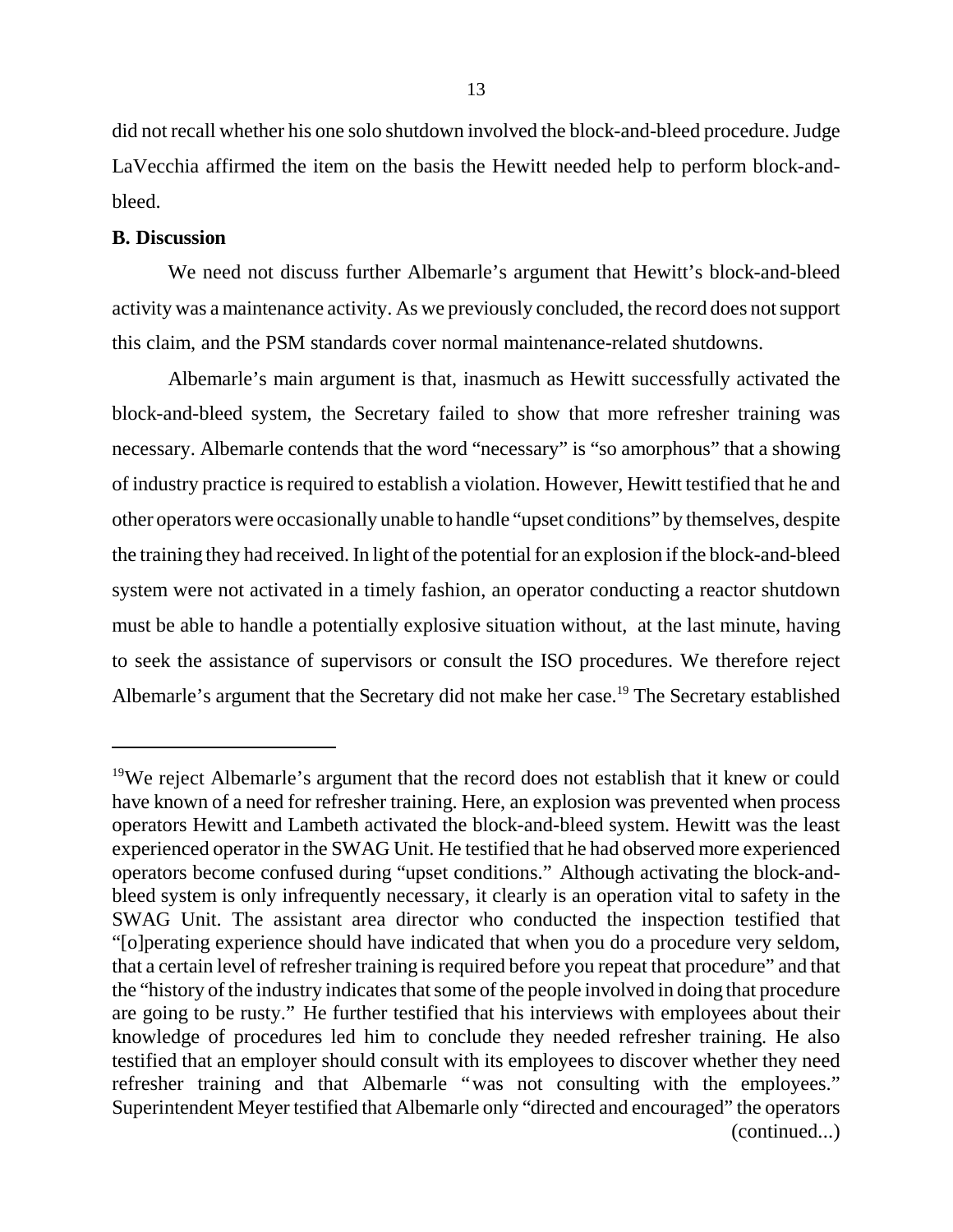did not recall whether his one solo shutdown involved the block-and-bleed procedure. Judge LaVecchia affirmed the item on the basis the Hewitt needed help to perform block-and-bleed.

**B. Discussion**

We need not discuss further Albemarle's argument that Hewitt's block-and-bleed activity was a maintenance activity. As we previously concluded, the record does not support this claim, and the PSM standards cover normal maintenance-related shutdowns.

Albemarle's main argument is that, inasmuch as Hewitt successfully activated the block-and-bleed system, the Secretary failed to show that more refresher training was necessary. Albemarle contends that the word "necessary" is "so amorphous" that a showing of industry practice is required to establish a violation. However, Hewitt testified that he and other operators were occasionally unable to handle "upset conditions" by themselves, despite the training they had received. In light of the potential for an explosion if the block-and-bleed system were not activated in a timely fashion, an operator conducting a reactor shutdown must be able to handle a potentially explosive situation without, at the last minute, having to seek the assistance of supervisors or consult the ISO procedures. We therefore reject Albemarle's argument that the Secretary did not make her case.[19] The Secretary established

---

[19]We reject Albemarle's argument that the record does not establish that it knew or could have known of a need for refresher training. Here, an explosion was prevented when process operators Hewitt and Lambeth activated the block-and-bleed system. Hewitt was the least experienced operator in the SWAG Unit. He testified that he had observed more experienced operators become confused during "upset conditions." Although activating the block-and-bleed system is only infrequently necessary, it clearly is an operation vital to safety in the SWAG Unit. The assistant area director who conducted the inspection testified that "[o]perating experience should have indicated that when you do a procedure very seldom, that a certain level of refresher training is required before you repeat that procedure" and that the "history of the industry indicates that some of the people involved in doing that procedure are going to be rusty." He further testified that his interviews with employees about their knowledge of procedures led him to conclude they needed refresher training. He also testified that an employer should consult with its employees to discover whether they need refresher training and that Albemarle "was not consulting with the employees." Superintendent Meyer testified that Albemarle only "directed and encouraged" the operators (continued...)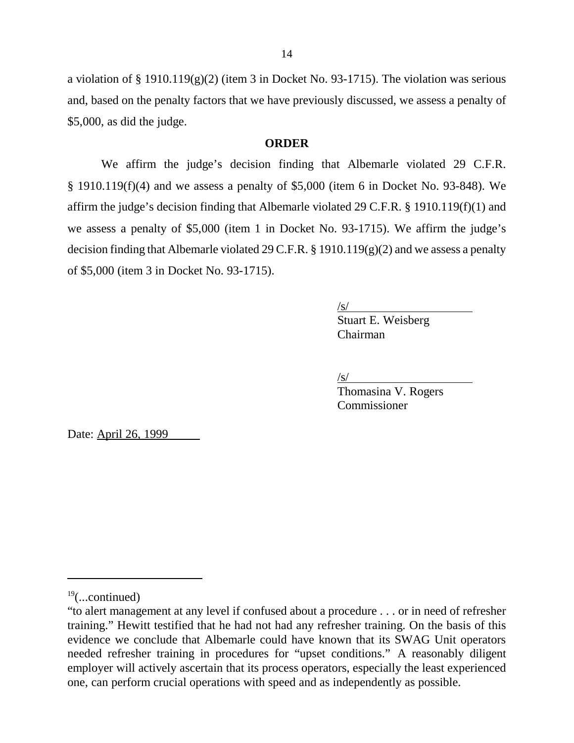a violation of § 1910.119(g)(2) (item 3 in Docket No. 93-1715). The violation was serious and, based on the penalty factors that we have previously discussed, we assess a penalty of $5,000, as did the judge.

## ORDER

We affirm the judge's decision finding that Albemarle violated 29 C.F.R. § 1910.119(f)(4) and we assess a penalty of $5,000 (item 6 in Docket No. 93-848). We affirm the judge's decision finding that Albemarle violated 29 C.F.R. § 1910.119(f)(1) and we assess a penalty of $5,000 (item 1 in Docket No. 93-1715). We affirm the judge's decision finding that Albemarle violated 29 C.F.R. § 1910.119(g)(2) and we assess a penalty of $5,000 (item 3 in Docket No. 93-1715).

/s/
Stuart E. Weisberg
Chairman

/s/
Thomasina V. Rogers
Commissioner

Date: April 26, 1999

---

[19](...continued)
"to alert management at any level if confused about a procedure . . . or in need of refresher training." Hewitt testified that he had not had any refresher training. On the basis of this evidence we conclude that Albemarle could have known that its SWAG Unit operators needed refresher training in procedures for "upset conditions." A reasonably diligent employer will actively ascertain that its process operators, especially the least experienced one, can perform crucial operations with speed and as independently as possible.